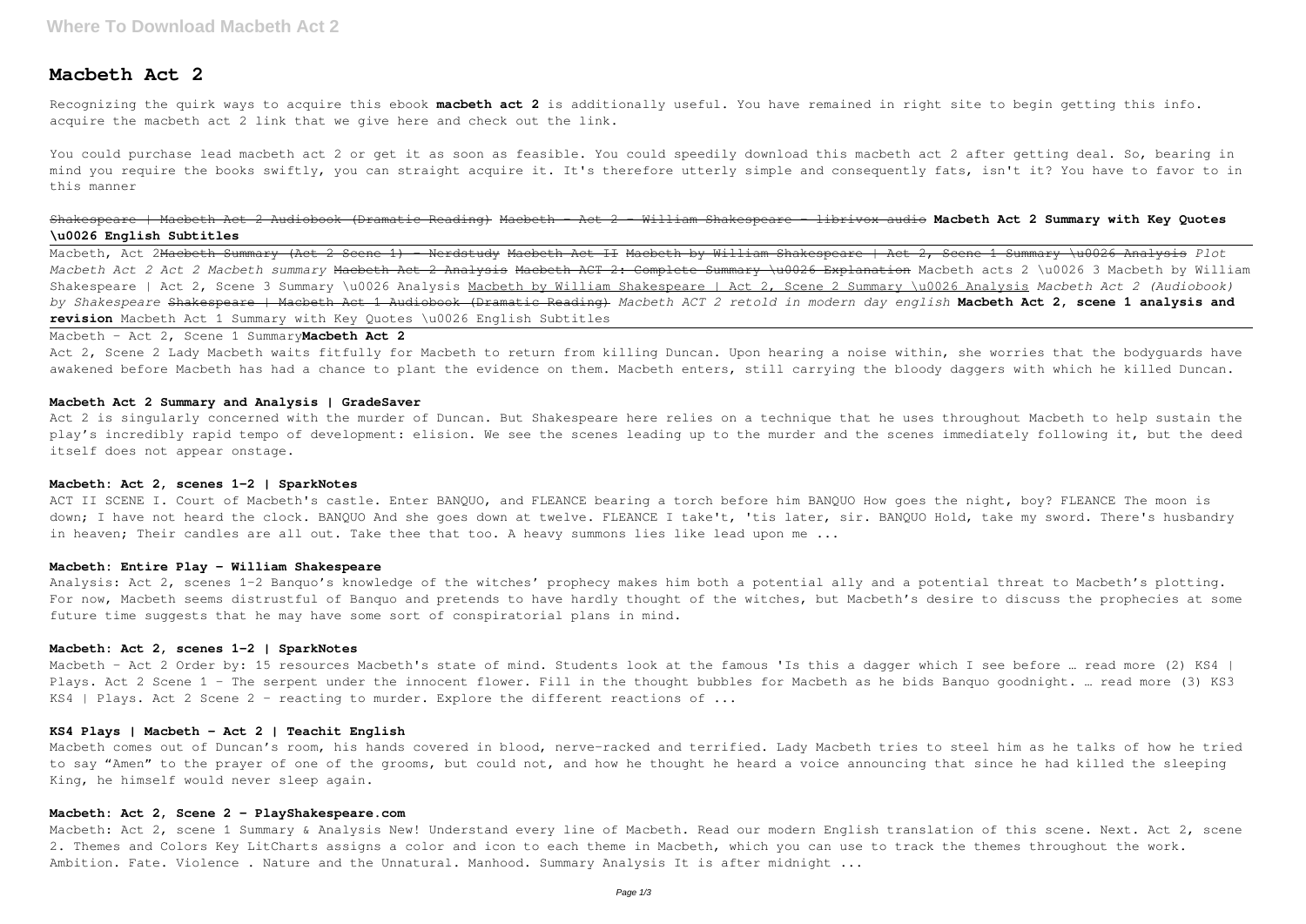# Macbeth Act 2

Recognizing the quirk ways to acquire this ebook **macbeth act 2** is additionally useful. You have remained in right site to begin getting this info. acquire the macbeth act 2 link that we give here and check out the link.

You could purchase lead macbeth act 2 or get it as soon as feasible. You could speedily download this macbeth act 2 after getting deal. So, bearing in mind you require the books swiftly, you can straight acquire it. It's therefore utterly simple and consequently fats, isn't it? You have to favor to in this manner

~~Shakespeare | Macbeth Act 2 Audiobook (Dramatic Reading)~~ ~~Macbeth - Act 2 - William Shakespeare - librivox audio~~ **Macbeth Act 2 Summary with Key Quotes \u0026 English Subtitles**

Macbeth, Act 2~~Macbeth Summary (Act 2 Scene 1) - Nerdstudy~~ ~~Macbeth Act II~~ ~~Macbeth by William Shakespeare | Act 2, Scene 1 Summary \u0026 Analysis~~ *Plot Macbeth Act 2 Act 2 Macbeth summary* ~~Macbeth Act 2 Analysis~~ ~~Macbeth ACT 2: Complete Summary \u0026 Explanation~~ Macbeth acts 2 \u0026 3 Macbeth by William Shakespeare | Act 2, Scene 3 Summary \u0026 Analysis Macbeth by William Shakespeare | Act 2, Scene 2 Summary \u0026 Analysis *Macbeth Act 2 (Audiobook) by Shakespeare* ~~Shakespeare | Macbeth Act 1 Audiobook (Dramatic Reading)~~ *Macbeth ACT 2 retold in modern day english* **Macbeth Act 2, scene 1 analysis and revision** Macbeth Act 1 Summary with Key Quotes \u0026 English Subtitles

Macbeth - Act 2, Scene 1 Summary**Macbeth Act 2**

Act 2, Scene 2 Lady Macbeth waits fitfully for Macbeth to return from killing Duncan. Upon hearing a noise within, she worries that the bodyguards have awakened before Macbeth has had a chance to plant the evidence on them. Macbeth enters, still carrying the bloody daggers with which he killed Duncan.

### Macbeth Act 2 Summary and Analysis | GradeSaver

Act 2 is singularly concerned with the murder of Duncan. But Shakespeare here relies on a technique that he uses throughout Macbeth to help sustain the play's incredibly rapid tempo of development: elision. We see the scenes leading up to the murder and the scenes immediately following it, but the deed itself does not appear onstage.

### Macbeth: Act 2, scenes 1–2 | SparkNotes

ACT II SCENE I. Court of Macbeth's castle. Enter BANQUO, and FLEANCE bearing a torch before him BANQUO How goes the night, boy? FLEANCE The moon is down; I have not heard the clock. BANQUO And she goes down at twelve. FLEANCE I take't, 'tis later, sir. BANQUO Hold, take my sword. There's husbandry in heaven; Their candles are all out. Take thee that too. A heavy summons lies like lead upon me ...

### Macbeth: Entire Play - William Shakespeare

Analysis: Act 2, scenes 1–2 Banquo's knowledge of the witches' prophecy makes him both a potential ally and a potential threat to Macbeth's plotting. For now, Macbeth seems distrustful of Banquo and pretends to have hardly thought of the witches, but Macbeth's desire to discuss the prophecies at some future time suggests that he may have some sort of conspiratorial plans in mind.

### Macbeth: Act 2, scenes 1–2 | SparkNotes

Macbeth - Act 2 Order by: 15 resources Macbeth's state of mind. Students look at the famous 'Is this a dagger which I see before … read more (2) KS4 | Plays. Act 2 Scene 1 - The serpent under the innocent flower. Fill in the thought bubbles for Macbeth as he bids Banquo goodnight. … read more (3) KS3 KS4 | Plays. Act 2 Scene 2 - reacting to murder. Explore the different reactions of ...

### KS4 Plays | Macbeth - Act 2 | Teachit English

Macbeth comes out of Duncan's room, his hands covered in blood, nerve-racked and terrified. Lady Macbeth tries to steel him as he talks of how he tried to say "Amen" to the prayer of one of the grooms, but could not, and how he thought he heard a voice announcing that since he had killed the sleeping King, he himself would never sleep again.

### Macbeth: Act 2, Scene 2 - PlayShakespeare.com

Macbeth: Act 2, scene 1 Summary & Analysis New! Understand every line of Macbeth. Read our modern English translation of this scene. Next. Act 2, scene 2. Themes and Colors Key LitCharts assigns a color and icon to each theme in Macbeth, which you can use to track the themes throughout the work. Ambition. Fate. Violence . Nature and the Unnatural. Manhood. Summary Analysis It is after midnight ...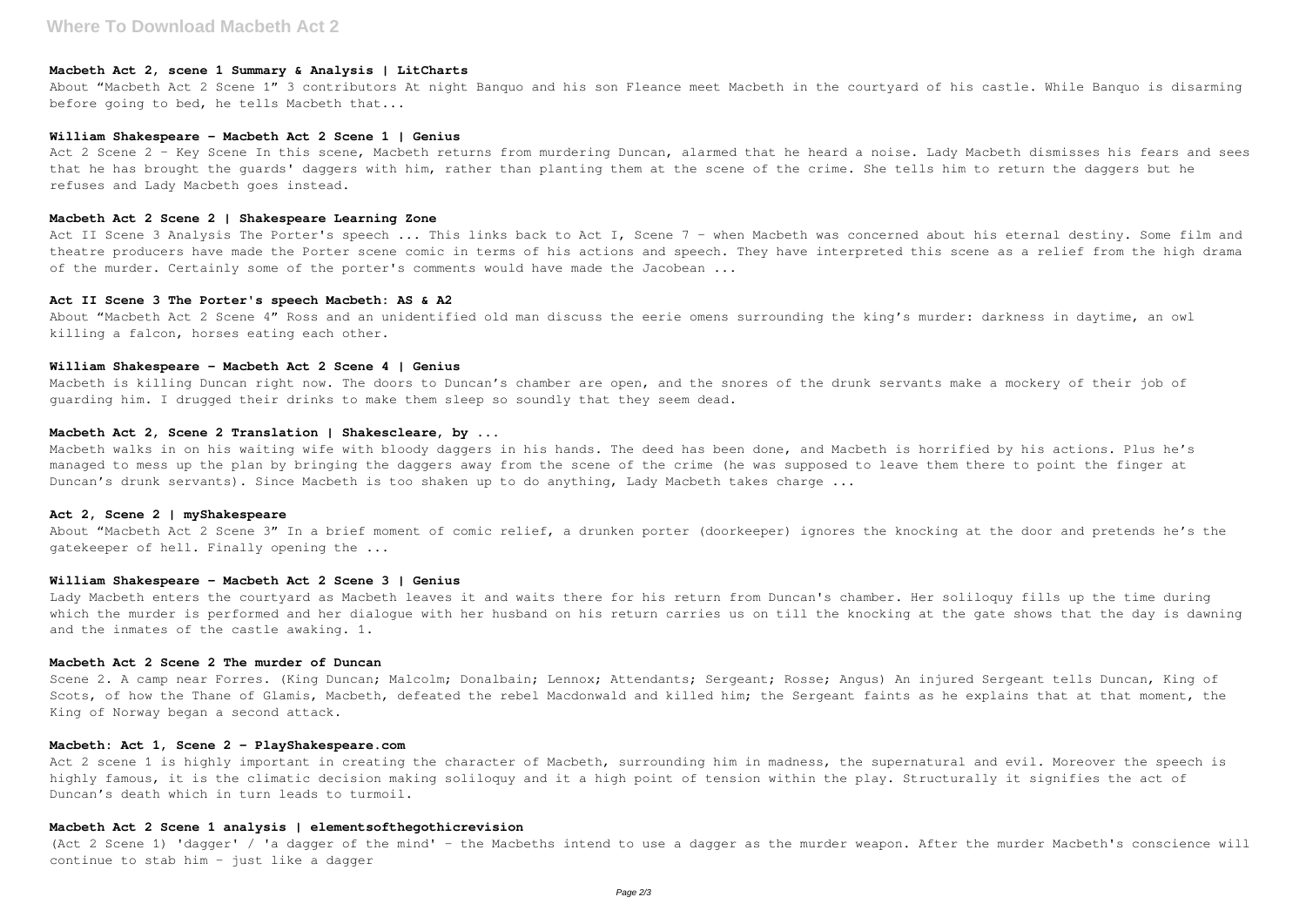### Macbeth Act 2, scene 1 Summary & Analysis | LitCharts

About "Macbeth Act 2 Scene 1" 3 contributors At night Banquo and his son Fleance meet Macbeth in the courtyard of his castle. While Banquo is disarming before going to bed, he tells Macbeth that...

### William Shakespeare – Macbeth Act 2 Scene 1 | Genius

Act 2 Scene 2 - Key Scene In this scene, Macbeth returns from murdering Duncan, alarmed that he heard a noise. Lady Macbeth dismisses his fears and sees that he has brought the guards' daggers with him, rather than planting them at the scene of the crime. She tells him to return the daggers but he refuses and Lady Macbeth goes instead.

### Macbeth Act 2 Scene 2 | Shakespeare Learning Zone

Act II Scene 3 Analysis The Porter's speech ... This links back to Act I, Scene 7 – when Macbeth was concerned about his eternal destiny. Some film and theatre producers have made the Porter scene comic in terms of his actions and speech. They have interpreted this scene as a relief from the high drama of the murder. Certainly some of the porter's comments would have made the Jacobean ...

### Act II Scene 3 The Porter's speech Macbeth: AS & A2

About "Macbeth Act 2 Scene 4" Ross and an unidentified old man discuss the eerie omens surrounding the king's murder: darkness in daytime, an owl killing a falcon, horses eating each other.

### William Shakespeare – Macbeth Act 2 Scene 4 | Genius

Macbeth is killing Duncan right now. The doors to Duncan's chamber are open, and the snores of the drunk servants make a mockery of their job of guarding him. I drugged their drinks to make them sleep so soundly that they seem dead.

### Macbeth Act 2, Scene 2 Translation | Shakescleare, by ...

Macbeth walks in on his waiting wife with bloody daggers in his hands. The deed has been done, and Macbeth is horrified by his actions. Plus he's managed to mess up the plan by bringing the daggers away from the scene of the crime (he was supposed to leave them there to point the finger at Duncan's drunk servants). Since Macbeth is too shaken up to do anything, Lady Macbeth takes charge ...

### Act 2, Scene 2 | myShakespeare

About "Macbeth Act 2 Scene 3" In a brief moment of comic relief, a drunken porter (doorkeeper) ignores the knocking at the door and pretends he's the gatekeeper of hell. Finally opening the ...

### William Shakespeare – Macbeth Act 2 Scene 3 | Genius

Lady Macbeth enters the courtyard as Macbeth leaves it and waits there for his return from Duncan's chamber. Her soliloquy fills up the time during which the murder is performed and her dialogue with her husband on his return carries us on till the knocking at the gate shows that the day is dawning and the inmates of the castle awaking. 1.

### Macbeth Act 2 Scene 2 The murder of Duncan

Scene 2. A camp near Forres. (King Duncan; Malcolm; Donalbain; Lennox; Attendants; Sergeant; Rosse; Angus) An injured Sergeant tells Duncan, King of Scots, of how the Thane of Glamis, Macbeth, defeated the rebel Macdonwald and killed him; the Sergeant faints as he explains that at that moment, the King of Norway began a second attack.

### Macbeth: Act 1, Scene 2 - PlayShakespeare.com

Act 2 scene 1 is highly important in creating the character of Macbeth, surrounding him in madness, the supernatural and evil. Moreover the speech is highly famous, it is the climatic decision making soliloquy and it a high point of tension within the play. Structurally it signifies the act of Duncan's death which in turn leads to turmoil.

### Macbeth Act 2 Scene 1 analysis | elementsofthegothicrevision

(Act 2 Scene 1) 'dagger' / 'a dagger of the mind' - the Macbeths intend to use a dagger as the murder weapon. After the murder Macbeth's conscience will continue to stab him - just like a dagger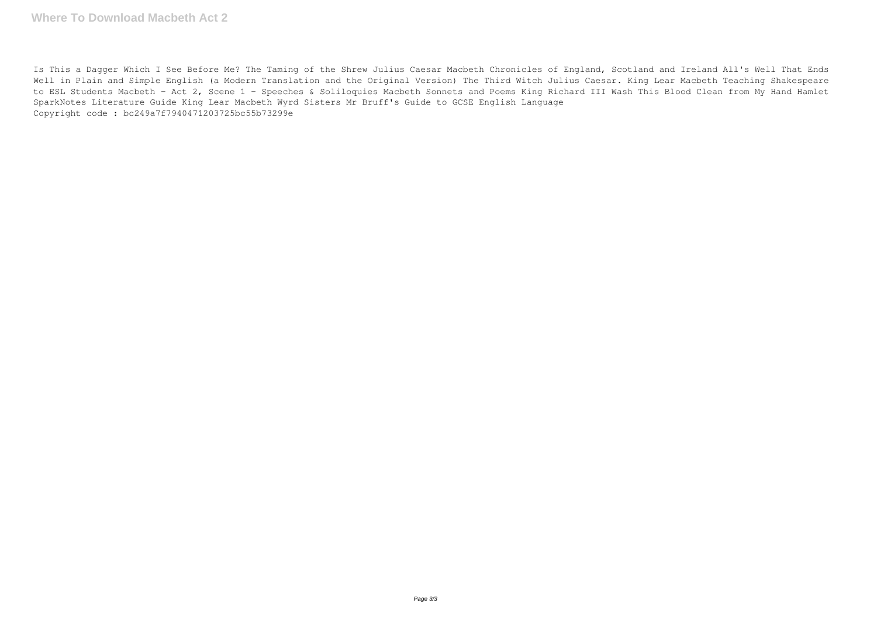Is This a Dagger Which I See Before Me? The Taming of the Shrew Julius Caesar Macbeth Chronicles of England, Scotland and Ireland All's Well That Ends Well in Plain and Simple English (a Modern Translation and the Original Version) The Third Witch Julius Caesar. King Lear Macbeth Teaching Shakespeare to ESL Students Macbeth - Act 2, Scene 1 - Speeches & Soliloquies Macbeth Sonnets and Poems King Richard III Wash This Blood Clean from My Hand Hamlet SparkNotes Literature Guide King Lear Macbeth Wyrd Sisters Mr Bruff's Guide to GCSE English Language

Copyright code : bc249a7f7940471203725bc55b73299e